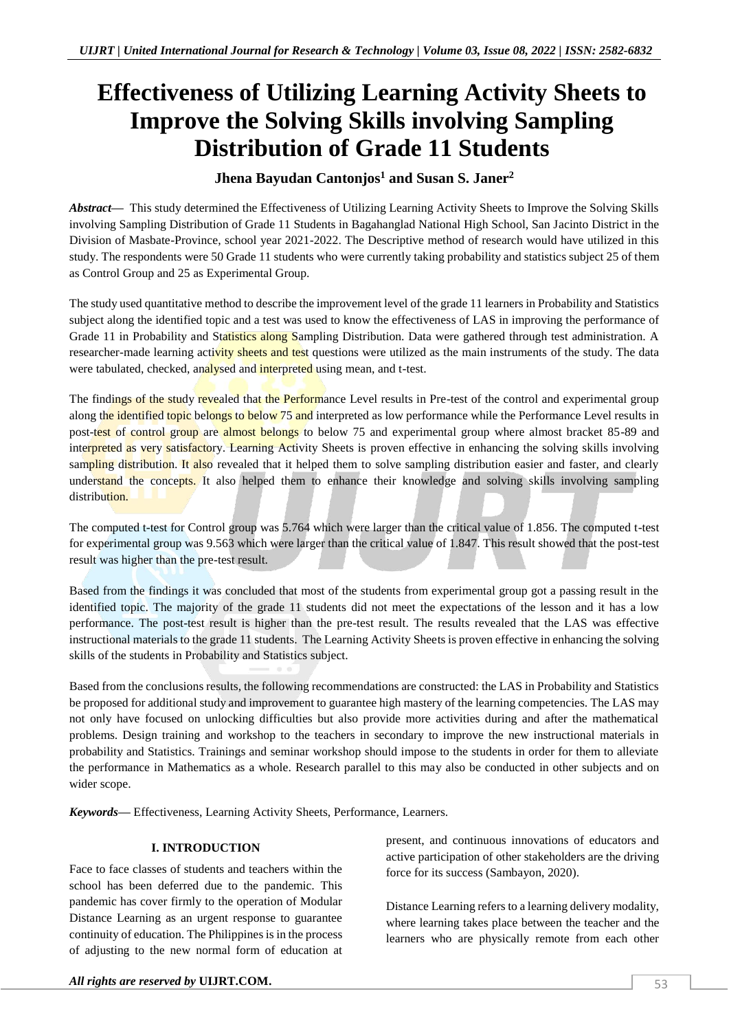# Effectiveness of Utilizing Learning Activity Sheets to Improve the Solving Skills involving Sampling Distribution of Grade 11 Students

**Jhena Bayudan Cantonjos[1] and Susan S. Janer[2]**

***Abstract*—** This study determined the Effectiveness of Utilizing Learning Activity Sheets to Improve the Solving Skills involving Sampling Distribution of Grade 11 Students in Bagahanglad National High School, San Jacinto District in the Division of Masbate-Province, school year 2021-2022. The Descriptive method of research would have utilized in this study. The respondents were 50 Grade 11 students who were currently taking probability and statistics subject 25 of them as Control Group and 25 as Experimental Group.

The study used quantitative method to describe the improvement level of the grade 11 learners in Probability and Statistics subject along the identified topic and a test was used to know the effectiveness of LAS in improving the performance of Grade 11 in Probability and Statistics along Sampling Distribution. Data were gathered through test administration. A researcher-made learning activity sheets and test questions were utilized as the main instruments of the study. The data were tabulated, checked, analysed and interpreted using mean, and t-test.

The findings of the study revealed that the Performance Level results in Pre-test of the control and experimental group along the identified topic belongs to below 75 and interpreted as low performance while the Performance Level results in post-test of control group are almost belongs to below 75 and experimental group where almost bracket 85-89 and interpreted as very satisfactory. Learning Activity Sheets is proven effective in enhancing the solving skills involving sampling distribution. It also revealed that it helped them to solve sampling distribution easier and faster, and clearly understand the concepts. It also helped them to enhance their knowledge and solving skills involving sampling distribution.

The computed t-test for Control group was 5.764 which were larger than the critical value of 1.856. The computed t-test for experimental group was 9.563 which were larger than the critical value of 1.847. This result showed that the post-test result was higher than the pre-test result.

Based from the findings it was concluded that most of the students from experimental group got a passing result in the identified topic. The majority of the grade 11 students did not meet the expectations of the lesson and it has a low performance. The post-test result is higher than the pre-test result. The results revealed that the LAS was effective instructional materials to the grade 11 students. The Learning Activity Sheets is proven effective in enhancing the solving skills of the students in Probability and Statistics subject.

Based from the conclusions results, the following recommendations are constructed: the LAS in Probability and Statistics be proposed for additional study and improvement to guarantee high mastery of the learning competencies. The LAS may not only have focused on unlocking difficulties but also provide more activities during and after the mathematical problems. Design training and workshop to the teachers in secondary to improve the new instructional materials in probability and Statistics. Trainings and seminar workshop should impose to the students in order for them to alleviate the performance in Mathematics as a whole. Research parallel to this may also be conducted in other subjects and on wider scope.

***Keywords*—** Effectiveness, Learning Activity Sheets, Performance, Learners.

## I. INTRODUCTION

Face to face classes of students and teachers within the school has been deferred due to the pandemic. This pandemic has cover firmly to the operation of Modular Distance Learning as an urgent response to guarantee continuity of education. The Philippines is in the process of adjusting to the new normal form of education at present, and continuous innovations of educators and active participation of other stakeholders are the driving force for its success (Sambayon, 2020).

Distance Learning refers to a learning delivery modality, where learning takes place between the teacher and the learners who are physically remote from each other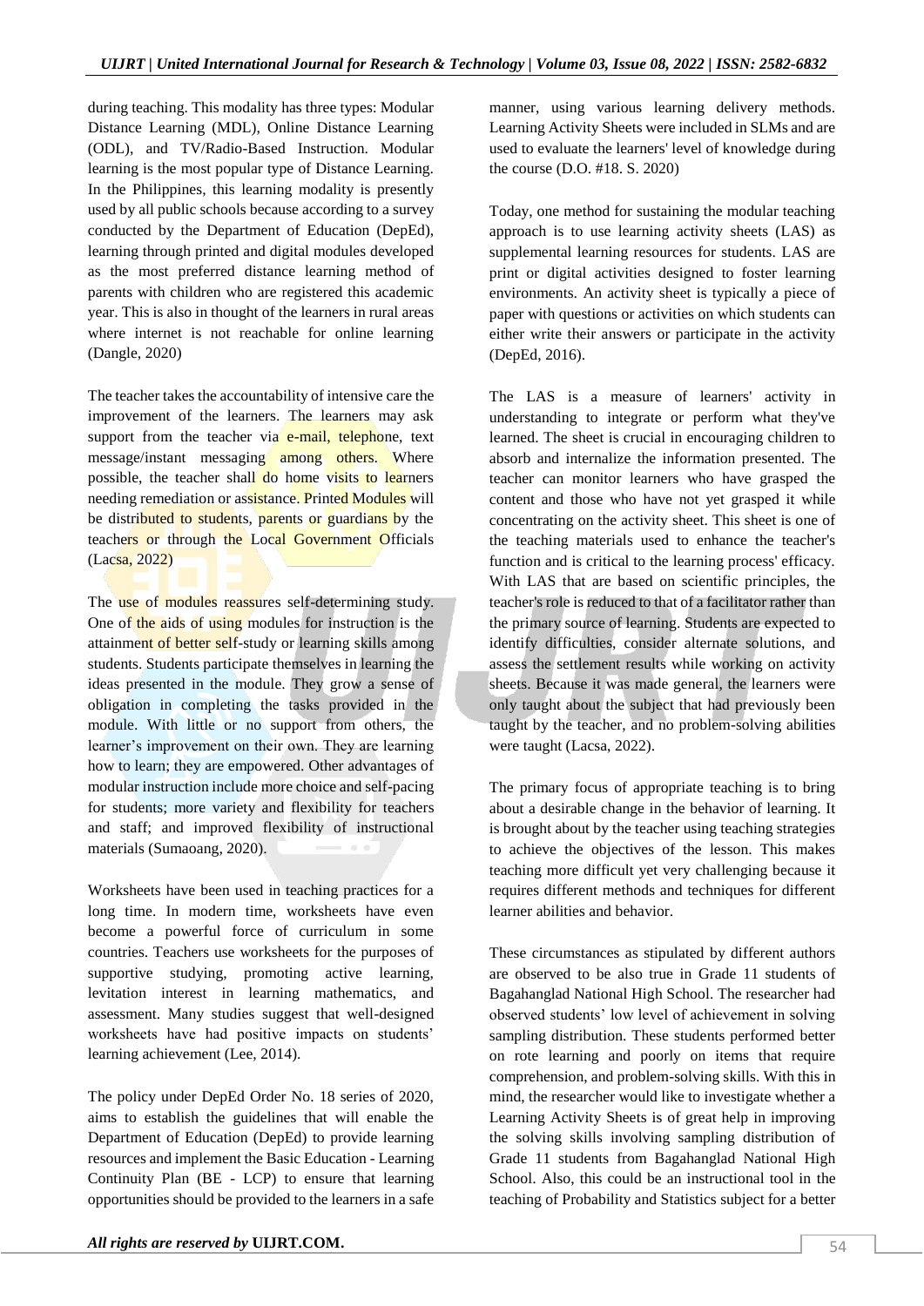during teaching. This modality has three types: Modular Distance Learning (MDL), Online Distance Learning (ODL), and TV/Radio-Based Instruction. Modular learning is the most popular type of Distance Learning. In the Philippines, this learning modality is presently used by all public schools because according to a survey conducted by the Department of Education (DepEd), learning through printed and digital modules developed as the most preferred distance learning method of parents with children who are registered this academic year. This is also in thought of the learners in rural areas where internet is not reachable for online learning (Dangle, 2020)

The teacher takes the accountability of intensive care the improvement of the learners. The learners may ask support from the teacher via e-mail, telephone, text message/instant messaging among others. Where possible, the teacher shall do home visits to learners needing remediation or assistance. Printed Modules will be distributed to students, parents or guardians by the teachers or through the Local Government Officials (Lacsa, 2022)

The use of modules reassures self-determining study. One of the aids of using modules for instruction is the attainment of better self-study or learning skills among students. Students participate themselves in learning the ideas presented in the module. They grow a sense of obligation in completing the tasks provided in the module. With little or no support from others, the learner's improvement on their own. They are learning how to learn; they are empowered. Other advantages of modular instruction include more choice and self-pacing for students; more variety and flexibility for teachers and staff; and improved flexibility of instructional materials (Sumaoang, 2020).

Worksheets have been used in teaching practices for a long time. In modern time, worksheets have even become a powerful force of curriculum in some countries. Teachers use worksheets for the purposes of supportive studying, promoting active learning, levitation interest in learning mathematics, and assessment. Many studies suggest that well-designed worksheets have had positive impacts on students' learning achievement (Lee, 2014).

The policy under DepEd Order No. 18 series of 2020, aims to establish the guidelines that will enable the Department of Education (DepEd) to provide learning resources and implement the Basic Education - Learning Continuity Plan (BE - LCP) to ensure that learning opportunities should be provided to the learners in a safe manner, using various learning delivery methods. Learning Activity Sheets were included in SLMs and are used to evaluate the learners' level of knowledge during the course (D.O. #18. S. 2020)

Today, one method for sustaining the modular teaching approach is to use learning activity sheets (LAS) as supplemental learning resources for students. LAS are print or digital activities designed to foster learning environments. An activity sheet is typically a piece of paper with questions or activities on which students can either write their answers or participate in the activity (DepEd, 2016).

The LAS is a measure of learners' activity in understanding to integrate or perform what they've learned. The sheet is crucial in encouraging children to absorb and internalize the information presented. The teacher can monitor learners who have grasped the content and those who have not yet grasped it while concentrating on the activity sheet. This sheet is one of the teaching materials used to enhance the teacher's function and is critical to the learning process' efficacy. With LAS that are based on scientific principles, the teacher's role is reduced to that of a facilitator rather than the primary source of learning. Students are expected to identify difficulties, consider alternate solutions, and assess the settlement results while working on activity sheets. Because it was made general, the learners were only taught about the subject that had previously been taught by the teacher, and no problem-solving abilities were taught (Lacsa, 2022).

The primary focus of appropriate teaching is to bring about a desirable change in the behavior of learning. It is brought about by the teacher using teaching strategies to achieve the objectives of the lesson. This makes teaching more difficult yet very challenging because it requires different methods and techniques for different learner abilities and behavior.

These circumstances as stipulated by different authors are observed to be also true in Grade 11 students of Bagahanglad National High School. The researcher had observed students' low level of achievement in solving sampling distribution. These students performed better on rote learning and poorly on items that require comprehension, and problem-solving skills. With this in mind, the researcher would like to investigate whether a Learning Activity Sheets is of great help in improving the solving skills involving sampling distribution of Grade 11 students from Bagahanglad National High School. Also, this could be an instructional tool in the teaching of Probability and Statistics subject for a better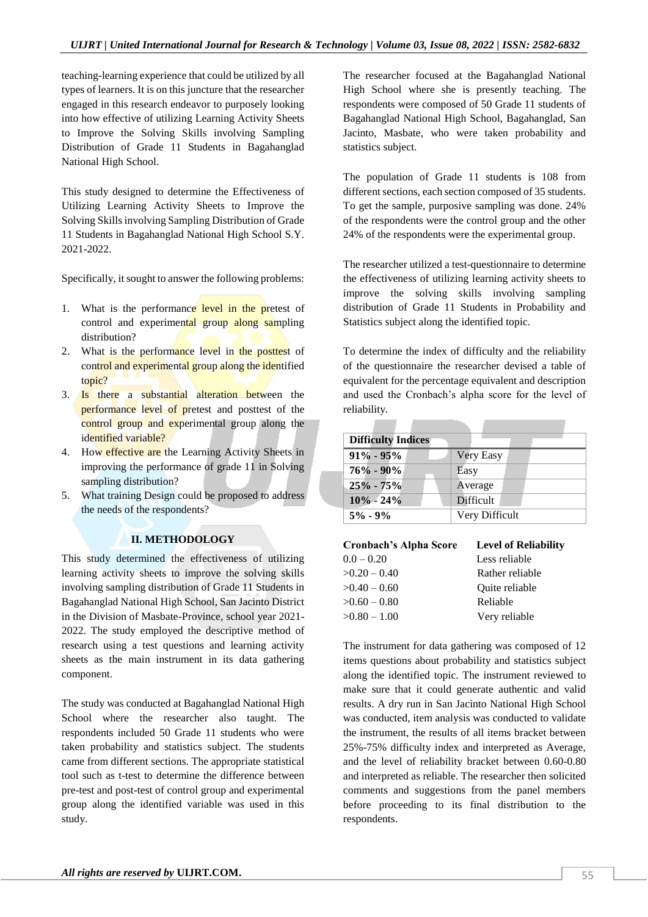teaching-learning experience that could be utilized by all types of learners. It is on this juncture that the researcher engaged in this research endeavor to purposely looking into how effective of utilizing Learning Activity Sheets to Improve the Solving Skills involving Sampling Distribution of Grade 11 Students in Bagahanglad National High School.

This study designed to determine the Effectiveness of Utilizing Learning Activity Sheets to Improve the Solving Skills involving Sampling Distribution of Grade 11 Students in Bagahanglad National High School S.Y. 2021-2022.

Specifically, it sought to answer the following problems:

1. What is the performance level in the pretest of control and experimental group along sampling distribution?
2. What is the performance level in the posttest of control and experimental group along the identified topic?
3. Is there a substantial alteration between the performance level of pretest and posttest of the control group and experimental group along the identified variable?
4. How effective are the Learning Activity Sheets in improving the performance of grade 11 in Solving sampling distribution?
5. What training Design could be proposed to address the needs of the respondents?

## II. METHODOLOGY

This study determined the effectiveness of utilizing learning activity sheets to improve the solving skills involving sampling distribution of Grade 11 Students in Bagahanglad National High School, San Jacinto District in the Division of Masbate-Province, school year 2021-2022. The study employed the descriptive method of research using a test questions and learning activity sheets as the main instrument in its data gathering component.

The study was conducted at Bagahanglad National High School where the researcher also taught. The respondents included 50 Grade 11 students who were taken probability and statistics subject. The students came from different sections. The appropriate statistical tool such as t-test to determine the difference between pre-test and post-test of control group and experimental group along the identified variable was used in this study.

The researcher focused at the Bagahanglad National High School where she is presently teaching. The respondents were composed of 50 Grade 11 students of Bagahanglad National High School, Bagahanglad, San Jacinto, Masbate, who were taken probability and statistics subject.

The population of Grade 11 students is 108 from different sections, each section composed of 35 students. To get the sample, purposive sampling was done. 24% of the respondents were the control group and the other 24% of the respondents were the experimental group.

The researcher utilized a test-questionnaire to determine the effectiveness of utilizing learning activity sheets to improve the solving skills involving sampling distribution of Grade 11 Students in Probability and Statistics subject along the identified topic.

To determine the index of difficulty and the reliability of the questionnaire the researcher devised a table of equivalent for the percentage equivalent and description and used the Cronbach's alpha score for the level of reliability.

| **Difficulty Indices** | |
|---|---|
| **91% - 95%** | Very Easy |
| **76% - 90%** | Easy |
| **25% - 75%** | Average |
| **10% - 24%** | Difficult |
| **5% - 9%** | Very Difficult |

| **Cronbach's Alpha Score** | **Level of Reliability** |
|---|---|
| 0.0 – 0.20 | Less reliable |
| >0.20 – 0.40 | Rather reliable |
| >0.40 – 0.60 | Quite reliable |
| >0.60 – 0.80 | Reliable |
| >0.80 – 1.00 | Very reliable |

The instrument for data gathering was composed of 12 items questions about probability and statistics subject along the identified topic. The instrument reviewed to make sure that it could generate authentic and valid results. A dry run in San Jacinto National High School was conducted, item analysis was conducted to validate the instrument, the results of all items bracket between 25%-75% difficulty index and interpreted as Average, and the level of reliability bracket between 0.60-0.80 and interpreted as reliable. The researcher then solicited comments and suggestions from the panel members before proceeding to its final distribution to the respondents.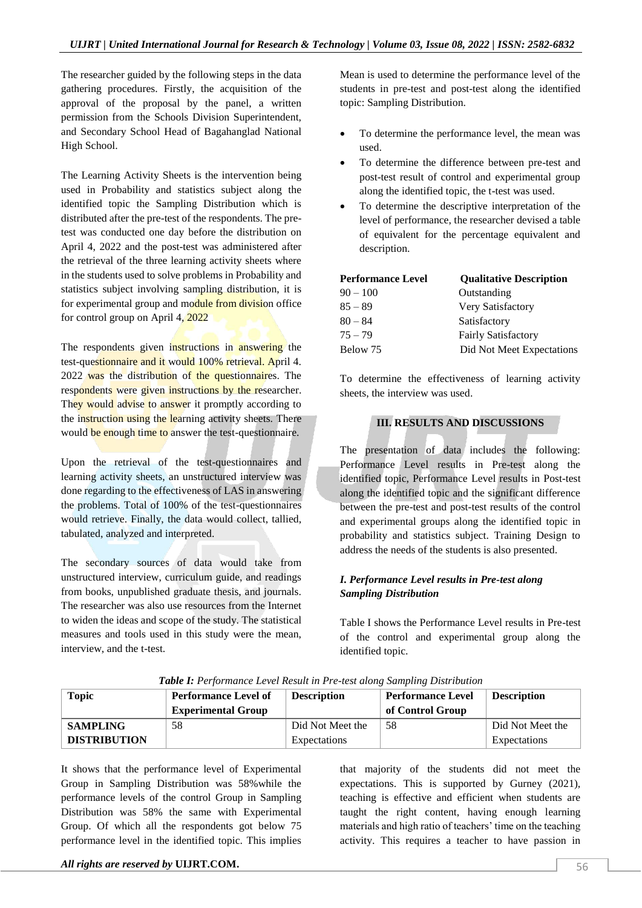The researcher guided by the following steps in the data gathering procedures. Firstly, the acquisition of the approval of the proposal by the panel, a written permission from the Schools Division Superintendent, and Secondary School Head of Bagahanglad National High School.

The Learning Activity Sheets is the intervention being used in Probability and statistics subject along the identified topic the Sampling Distribution which is distributed after the pre-test of the respondents. The pre-test was conducted one day before the distribution on April 4, 2022 and the post-test was administered after the retrieval of the three learning activity sheets where in the students used to solve problems in Probability and statistics subject involving sampling distribution, it is for experimental group and module from division office for control group on April 4, 2022

The respondents given instructions in answering the test-questionnaire and it would 100% retrieval. April 4. 2022 was the distribution of the questionnaires. The respondents were given instructions by the researcher. They would advise to answer it promptly according to the instruction using the learning activity sheets. There would be enough time to answer the test-questionnaire.

Upon the retrieval of the test-questionnaires and learning activity sheets, an unstructured interview was done regarding to the effectiveness of LAS in answering the problems. Total of 100% of the test-questionnaires would retrieve. Finally, the data would collect, tallied, tabulated, analyzed and interpreted.

The secondary sources of data would take from unstructured interview, curriculum guide, and readings from books, unpublished graduate thesis, and journals. The researcher was also use resources from the Internet to widen the ideas and scope of the study. The statistical measures and tools used in this study were the mean, interview, and the t-test.

Mean is used to determine the performance level of the students in pre-test and post-test along the identified topic: Sampling Distribution.

- To determine the performance level, the mean was used.
- To determine the difference between pre-test and post-test result of control and experimental group along the identified topic, the t-test was used.
- To determine the descriptive interpretation of the level of performance, the researcher devised a table of equivalent for the percentage equivalent and description.

| Performance Level | Qualitative Description |
|---|---|
| 90 – 100 | Outstanding |
| 85 – 89 | Very Satisfactory |
| 80 – 84 | Satisfactory |
| 75 – 79 | Fairly Satisfactory |
| Below 75 | Did Not Meet Expectations |

To determine the effectiveness of learning activity sheets, the interview was used.

## III. RESULTS AND DISCUSSIONS

The presentation of data includes the following: Performance Level results in Pre-test along the identified topic, Performance Level results in Post-test along the identified topic and the significant difference between the pre-test and post-test results of the control and experimental groups along the identified topic in probability and statistics subject. Training Design to address the needs of the students is also presented.

### *I. Performance Level results in Pre-test along Sampling Distribution*

Table I shows the Performance Level results in Pre-test of the control and experimental group along the identified topic.

***Table I:*** *Performance Level Result in Pre-test along Sampling Distribution*

| Topic | Performance Level of Experimental Group | Description | Performance Level of Control Group | Description |
|---|---|---|---|---|
| **SAMPLING DISTRIBUTION** | 58 | Did Not Meet the Expectations | 58 | Did Not Meet the Expectations |

It shows that the performance level of Experimental Group in Sampling Distribution was 58%while the performance levels of the control Group in Sampling Distribution was 58% the same with Experimental Group. Of which all the respondents got below 75 performance level in the identified topic. This implies that majority of the students did not meet the expectations. This is supported by Gurney (2021), teaching is effective and efficient when students are taught the right content, having enough learning materials and high ratio of teachers' time on the teaching activity. This requires a teacher to have passion in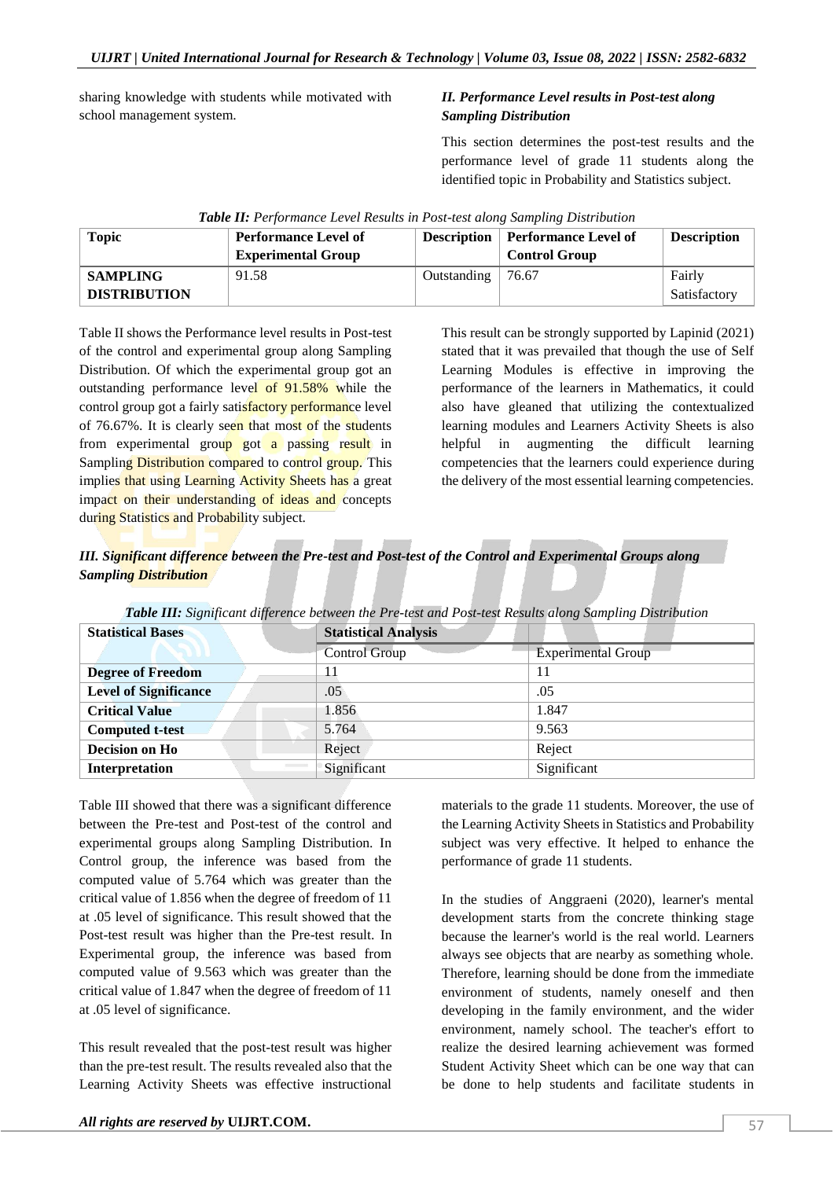sharing knowledge with students while motivated with school management system.

### *II. Performance Level results in Post-test along Sampling Distribution*

This section determines the post-test results and the performance level of grade 11 students along the identified topic in Probability and Statistics subject.

***Table II:*** *Performance Level Results in Post-test along Sampling Distribution*

| Topic | Performance Level of Experimental Group | Description | Performance Level of Control Group | Description |
|---|---|---|---|---|
| **SAMPLING DISTRIBUTION** | 91.58 | Outstanding | 76.67 | Fairly Satisfactory |

Table II shows the Performance level results in Post-test of the control and experimental group along Sampling Distribution. Of which the experimental group got an outstanding performance level of 91.58% while the control group got a fairly satisfactory performance level of 76.67%. It is clearly seen that most of the students from experimental group got a passing result in Sampling Distribution compared to control group. This implies that using Learning Activity Sheets has a great impact on their understanding of ideas and concepts during Statistics and Probability subject.

This result can be strongly supported by Lapinid (2021) stated that it was prevailed that though the use of Self Learning Modules is effective in improving the performance of the learners in Mathematics, it could also have gleaned that utilizing the contextualized learning modules and Learners Activity Sheets is also helpful in augmenting the difficult learning competencies that the learners could experience during the delivery of the most essential learning competencies.

### *III. Significant difference between the Pre-test and Post-test of the Control and Experimental Groups along Sampling Distribution*

***Table III:*** *Significant difference between the Pre-test and Post-test Results along Sampling Distribution*

| Statistical Bases | Statistical Analysis | |
|---|---|---|
| | Control Group | Experimental Group |
| **Degree of Freedom** | 11 | 11 |
| **Level of Significance** | .05 | .05 |
| **Critical Value** | 1.856 | 1.847 |
| **Computed t-test** | 5.764 | 9.563 |
| **Decision on Ho** | Reject | Reject |
| **Interpretation** | Significant | Significant |

Table III showed that there was a significant difference between the Pre-test and Post-test of the control and experimental groups along Sampling Distribution. In Control group, the inference was based from the computed value of 5.764 which was greater than the critical value of 1.856 when the degree of freedom of 11 at .05 level of significance. This result showed that the Post-test result was higher than the Pre-test result. In Experimental group, the inference was based from computed value of 9.563 which was greater than the critical value of 1.847 when the degree of freedom of 11 at .05 level of significance.

This result revealed that the post-test result was higher than the pre-test result. The results revealed also that the Learning Activity Sheets was effective instructional materials to the grade 11 students. Moreover, the use of the Learning Activity Sheets in Statistics and Probability subject was very effective. It helped to enhance the performance of grade 11 students.

In the studies of Anggraeni (2020), learner's mental development starts from the concrete thinking stage because the learner's world is the real world. Learners always see objects that are nearby as something whole. Therefore, learning should be done from the immediate environment of students, namely oneself and then developing in the family environment, and the wider environment, namely school. The teacher's effort to realize the desired learning achievement was formed Student Activity Sheet which can be one way that can be done to help students and facilitate students in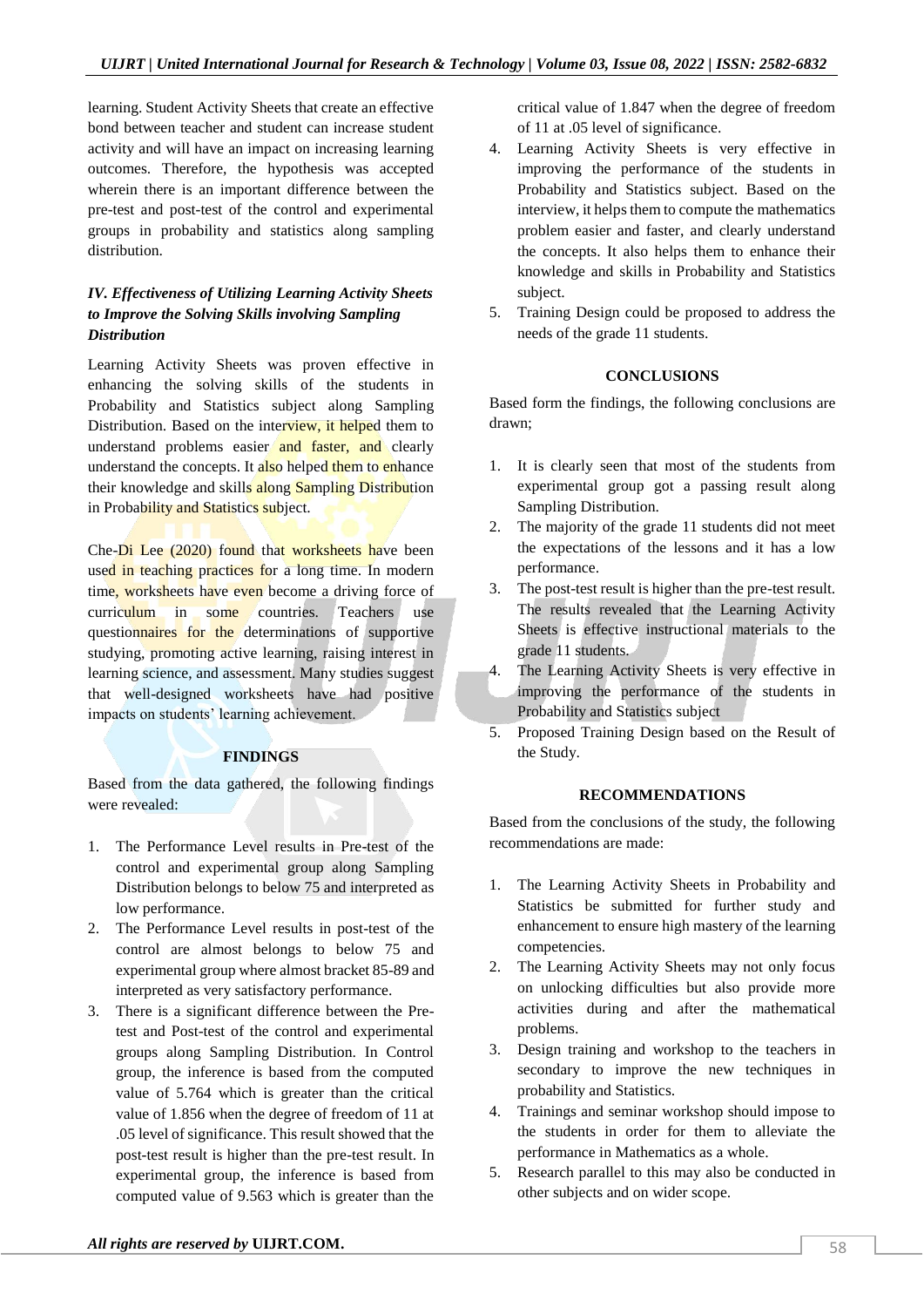learning. Student Activity Sheets that create an effective bond between teacher and student can increase student activity and will have an impact on increasing learning outcomes. Therefore, the hypothesis was accepted wherein there is an important difference between the pre-test and post-test of the control and experimental groups in probability and statistics along sampling distribution.

### *IV. Effectiveness of Utilizing Learning Activity Sheets to Improve the Solving Skills involving Sampling Distribution*

Learning Activity Sheets was proven effective in enhancing the solving skills of the students in Probability and Statistics subject along Sampling Distribution. Based on the interview, it helped them to understand problems easier and faster, and clearly understand the concepts. It also helped them to enhance their knowledge and skills along Sampling Distribution in Probability and Statistics subject.

Che-Di Lee (2020) found that worksheets have been used in teaching practices for a long time. In modern time, worksheets have even become a driving force of curriculum in some countries. Teachers use questionnaires for the determinations of supportive studying, promoting active learning, raising interest in learning science, and assessment. Many studies suggest that well-designed worksheets have had positive impacts on students' learning achievement.

## FINDINGS

Based from the data gathered, the following findings were revealed:

1. The Performance Level results in Pre-test of the control and experimental group along Sampling Distribution belongs to below 75 and interpreted as low performance.
2. The Performance Level results in post-test of the control are almost belongs to below 75 and experimental group where almost bracket 85-89 and interpreted as very satisfactory performance.
3. There is a significant difference between the Pre-test and Post-test of the control and experimental groups along Sampling Distribution. In Control group, the inference is based from the computed value of 5.764 which is greater than the critical value of 1.856 when the degree of freedom of 11 at .05 level of significance. This result showed that the post-test result is higher than the pre-test result. In experimental group, the inference is based from computed value of 9.563 which is greater than the critical value of 1.847 when the degree of freedom of 11 at .05 level of significance.
4. Learning Activity Sheets is very effective in improving the performance of the students in Probability and Statistics subject. Based on the interview, it helps them to compute the mathematics problem easier and faster, and clearly understand the concepts. It also helps them to enhance their knowledge and skills in Probability and Statistics subject.
5. Training Design could be proposed to address the needs of the grade 11 students.

## CONCLUSIONS

Based form the findings, the following conclusions are drawn;

1. It is clearly seen that most of the students from experimental group got a passing result along Sampling Distribution.
2. The majority of the grade 11 students did not meet the expectations of the lessons and it has a low performance.
3. The post-test result is higher than the pre-test result. The results revealed that the Learning Activity Sheets is effective instructional materials to the grade 11 students.
4. The Learning Activity Sheets is very effective in improving the performance of the students in Probability and Statistics subject
5. Proposed Training Design based on the Result of the Study.

## RECOMMENDATIONS

Based from the conclusions of the study, the following recommendations are made:

1. The Learning Activity Sheets in Probability and Statistics be submitted for further study and enhancement to ensure high mastery of the learning competencies.
2. The Learning Activity Sheets may not only focus on unlocking difficulties but also provide more activities during and after the mathematical problems.
3. Design training and workshop to the teachers in secondary to improve the new techniques in probability and Statistics.
4. Trainings and seminar workshop should impose to the students in order for them to alleviate the performance in Mathematics as a whole.
5. Research parallel to this may also be conducted in other subjects and on wider scope.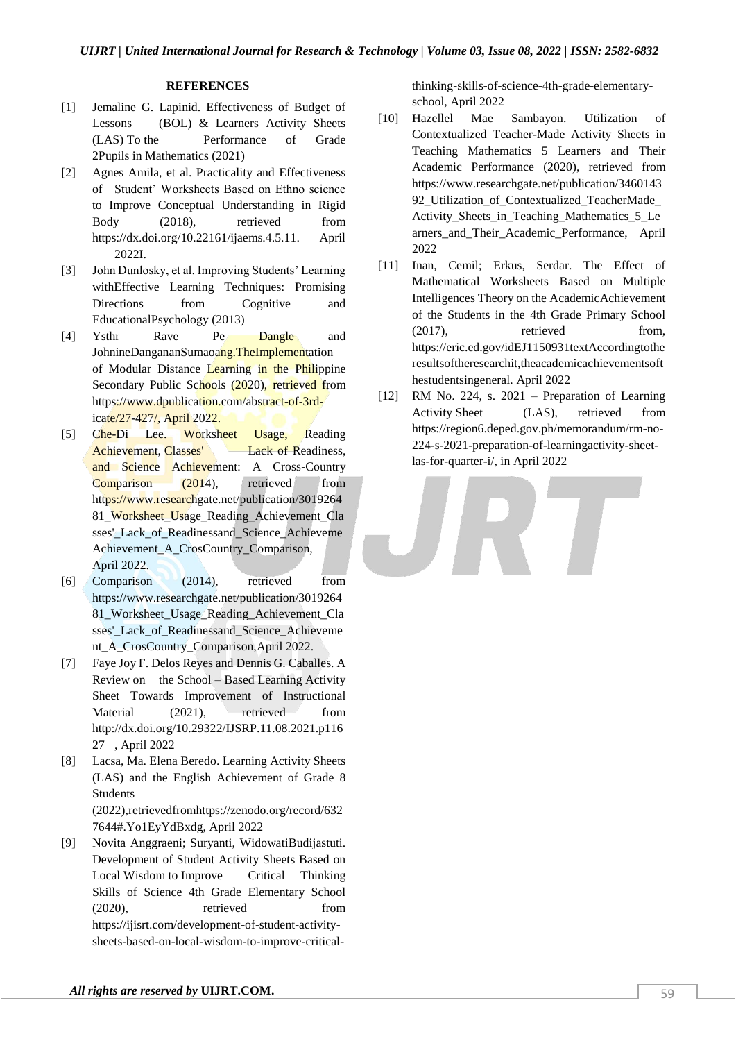## REFERENCES

[1] Jemaline G. Lapinid. Effectiveness of Budget of Lessons (BOL) & Learners Activity Sheets (LAS) To the Performance of Grade 2Pupils in Mathematics (2021)

[2] Agnes Amila, et al. Practicality and Effectiveness of Student' Worksheets Based on Ethno science to Improve Conceptual Understanding in Rigid Body (2018), retrieved from https://dx.doi.org/10.22161/ijaems.4.5.11. April 2022I.

[3] John Dunlosky, et al. Improving Students' Learning withEffective Learning Techniques: Promising Directions from Cognitive and EducationalPsychology (2013)

[4] Ysthr Rave Pe Dangle and JohnineDangananSumaoang.TheImplementation of Modular Distance Learning in the Philippine Secondary Public Schools (2020), retrieved from https://www.dpublication.com/abstract-of-3rd-icate/27-427/, April 2022.

[5] Che-Di Lee. Worksheet Usage, Reading Achievement, Classes' Lack of Readiness, and Science Achievement: A Cross-Country Comparison (2014), retrieved from https://www.researchgate.net/publication/301926481_Worksheet_Usage_Reading_Achievement_Classes'_Lack_of_Readinessand_Science_Achieveme Achievement_A_CrosCountry_Comparison, April 2022.

[6] Comparison (2014), retrieved from https://www.researchgate.net/publication/301926481_Worksheet_Usage_Reading_Achievement_Classes'_Lack_of_Readinessand_Science_Achievement_A_CrosCountry_Comparison,April 2022.

[7] Faye Joy F. Delos Reyes and Dennis G. Caballes. A Review on the School – Based Learning Activity Sheet Towards Improvement of Instructional Material (2021), retrieved from http://dx.doi.org/10.29322/IJSRP.11.08.2021.p11627 , April 2022

[8] Lacsa, Ma. Elena Beredo. Learning Activity Sheets (LAS) and the English Achievement of Grade 8 Students (2022),retrievedfromhttps://zenodo.org/record/6327644#.Yo1EyYdBxdg, April 2022

[9] Novita Anggraeni; Suryanti, WidowatiBudijastuti. Development of Student Activity Sheets Based on Local Wisdom to Improve Critical Thinking Skills of Science 4th Grade Elementary School (2020), retrieved from https://ijisrt.com/development-of-student-activity-sheets-based-on-local-wisdom-to-improve-critical-thinking-skills-of-science-4th-grade-elementary-school, April 2022

[10] Hazellel Mae Sambayon. Utilization of Contextualized Teacher-Made Activity Sheets in Teaching Mathematics 5 Learners and Their Academic Performance (2020), retrieved from https://www.researchgate.net/publication/346014392_Utilization_of_Contextualized_TeacherMade_Activity_Sheets_in_Teaching_Mathematics_5_Learners_and_Their_Academic_Performance, April 2022

[11] Inan, Cemil; Erkus, Serdar. The Effect of Mathematical Worksheets Based on Multiple Intelligences Theory on the AcademicAchievement of the Students in the 4th Grade Primary School (2017), retrieved from, https://eric.ed.gov/idEJ1150931textAccordingtotheresultsoftheresearchit,theacademicachievementsofthestudentsingeneral. April 2022

[12] RM No. 224, s. 2021 – Preparation of Learning Activity Sheet (LAS), retrieved from https://region6.deped.gov.ph/memorandum/rm-no-224-s-2021-preparation-of-learningactivity-sheet-las-for-quarter-i/, in April 2022